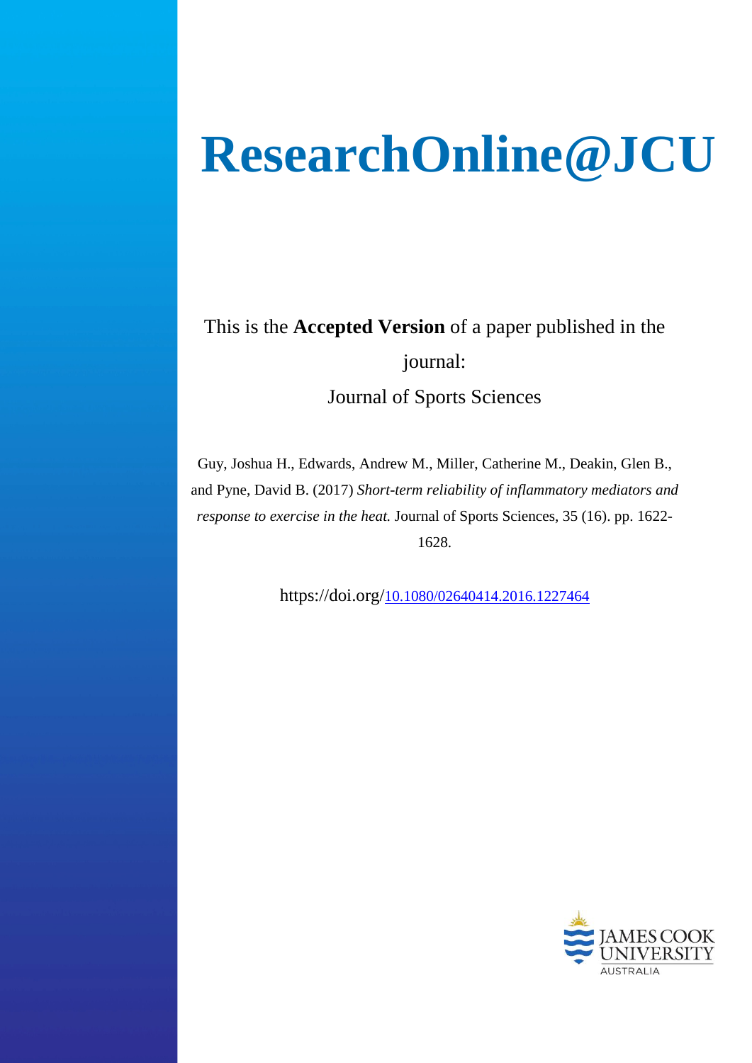# ResearchOnline@JCU

This is the **Accepted Version** of a paper published in the journal:

Journal of Sports Sciences

Guy, Joshua H., Edwards, Andrew M., Miller, Catherine M., Deakin, Glen B., and Pyne, David B. (2017) *Short-term reliability of inflammatory mediators and response to exercise in the heat.* Journal of Sports Sciences, 35 (16). pp. 1622-1628.

https://doi.org/10.1080/02640414.2016.1227464

JAMES COOK UNIVERSITY AUSTRALIA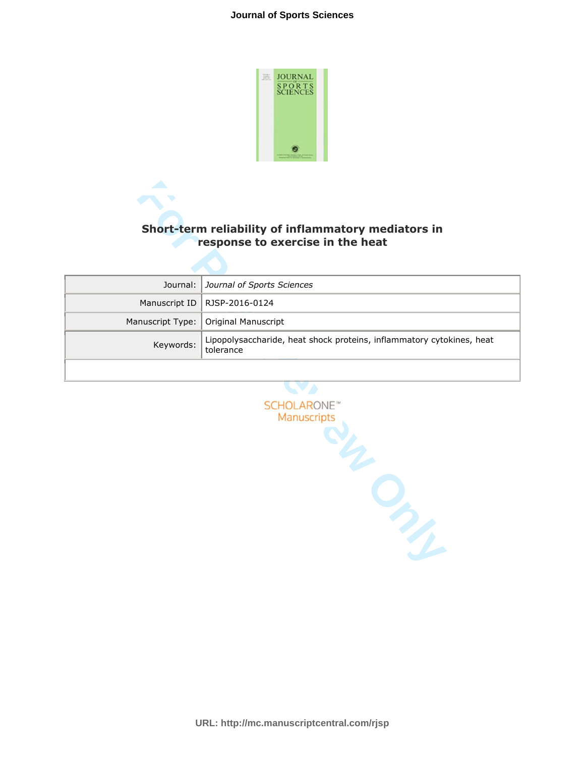# Short-term reliability of inflammatory mediators in response to exercise in the heat

| | |
|---|---|
| Journal: | *Journal of Sports Sciences* |
| Manuscript ID | RJSP-2016-0124 |
| Manuscript Type: | Original Manuscript |
| Keywords: | Lipopolysaccharide, heat shock proteins, inflammatory cytokines, heat tolerance |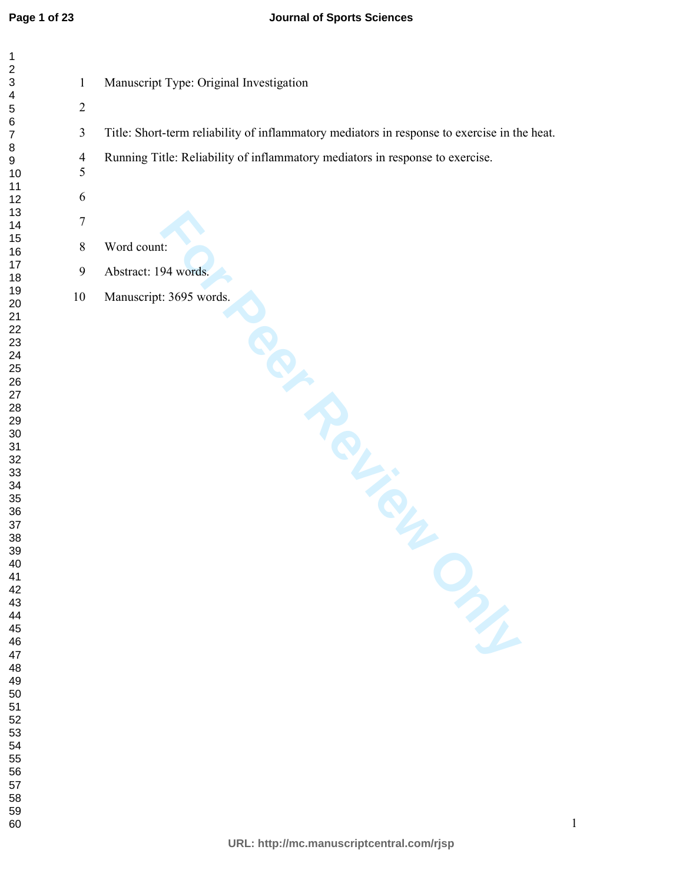Manuscript Type: Original Investigation

Title: Short-term reliability of inflammatory mediators in response to exercise in the heat.

Running Title: Reliability of inflammatory mediators in response to exercise.

Word count:

Abstract: 194 words.

Manuscript: 3695 words.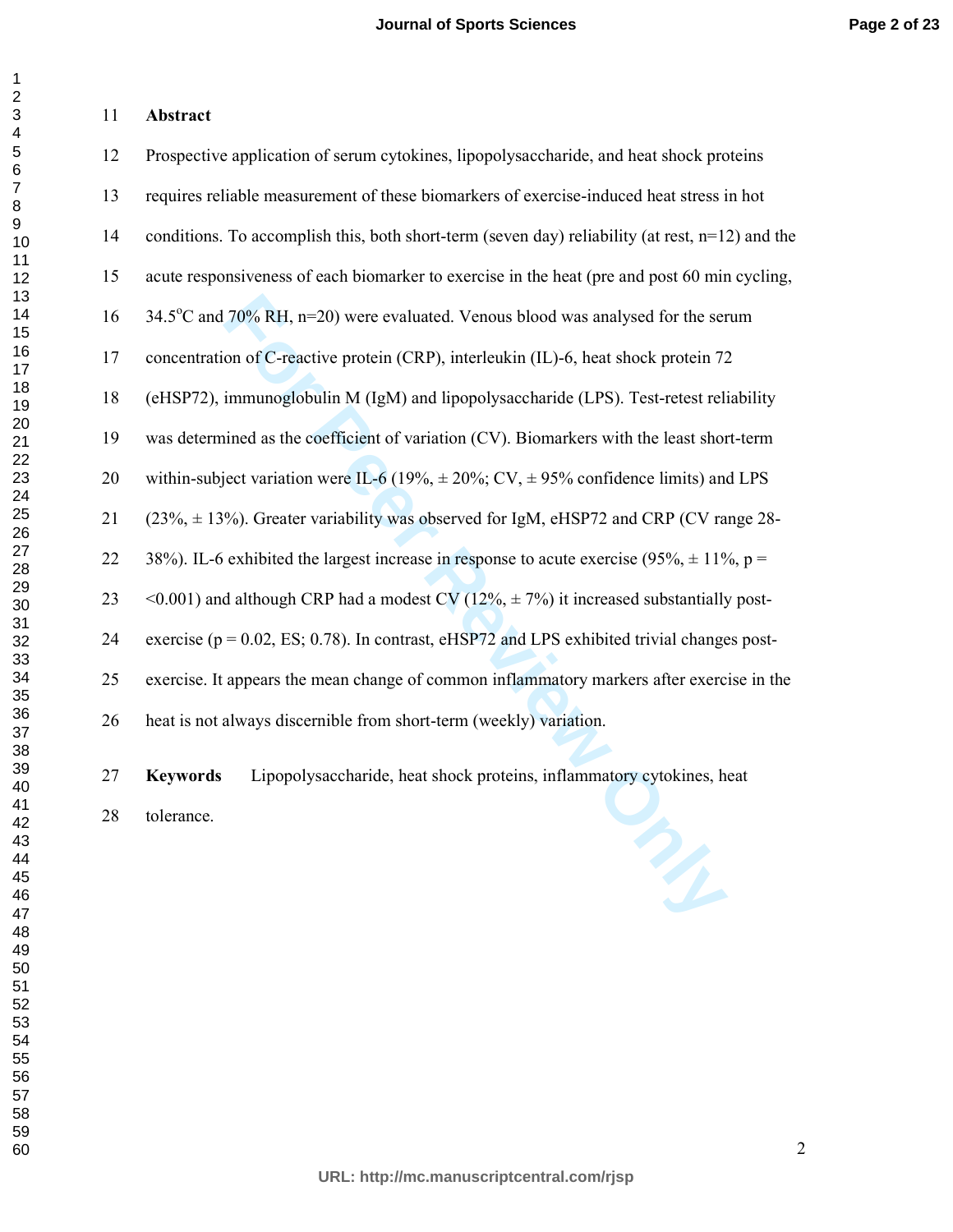**Abstract**

Prospective application of serum cytokines, lipopolysaccharide, and heat shock proteins requires reliable measurement of these biomarkers of exercise-induced heat stress in hot conditions. To accomplish this, both short-term (seven day) reliability (at rest, n=12) and the acute responsiveness of each biomarker to exercise in the heat (pre and post 60 min cycling, 34.5°C and 70% RH, n=20) were evaluated. Venous blood was analysed for the serum concentration of C-reactive protein (CRP), interleukin (IL)-6, heat shock protein 72 (eHSP72), immunoglobulin M (IgM) and lipopolysaccharide (LPS). Test-retest reliability was determined as the coefficient of variation (CV). Biomarkers with the least short-term within-subject variation were IL-6 (19%, ± 20%; CV, ± 95% confidence limits) and LPS (23%, ± 13%). Greater variability was observed for IgM, eHSP72 and CRP (CV range 28-38%). IL-6 exhibited the largest increase in response to acute exercise (95%, ± 11%, p = <0.001) and although CRP had a modest CV (12%, ± 7%) it increased substantially post-exercise (p = 0.02, ES; 0.78). In contrast, eHSP72 and LPS exhibited trivial changes post-exercise. It appears the mean change of common inflammatory markers after exercise in the heat is not always discernible from short-term (weekly) variation.

**Keywords** Lipopolysaccharide, heat shock proteins, inflammatory cytokines, heat tolerance.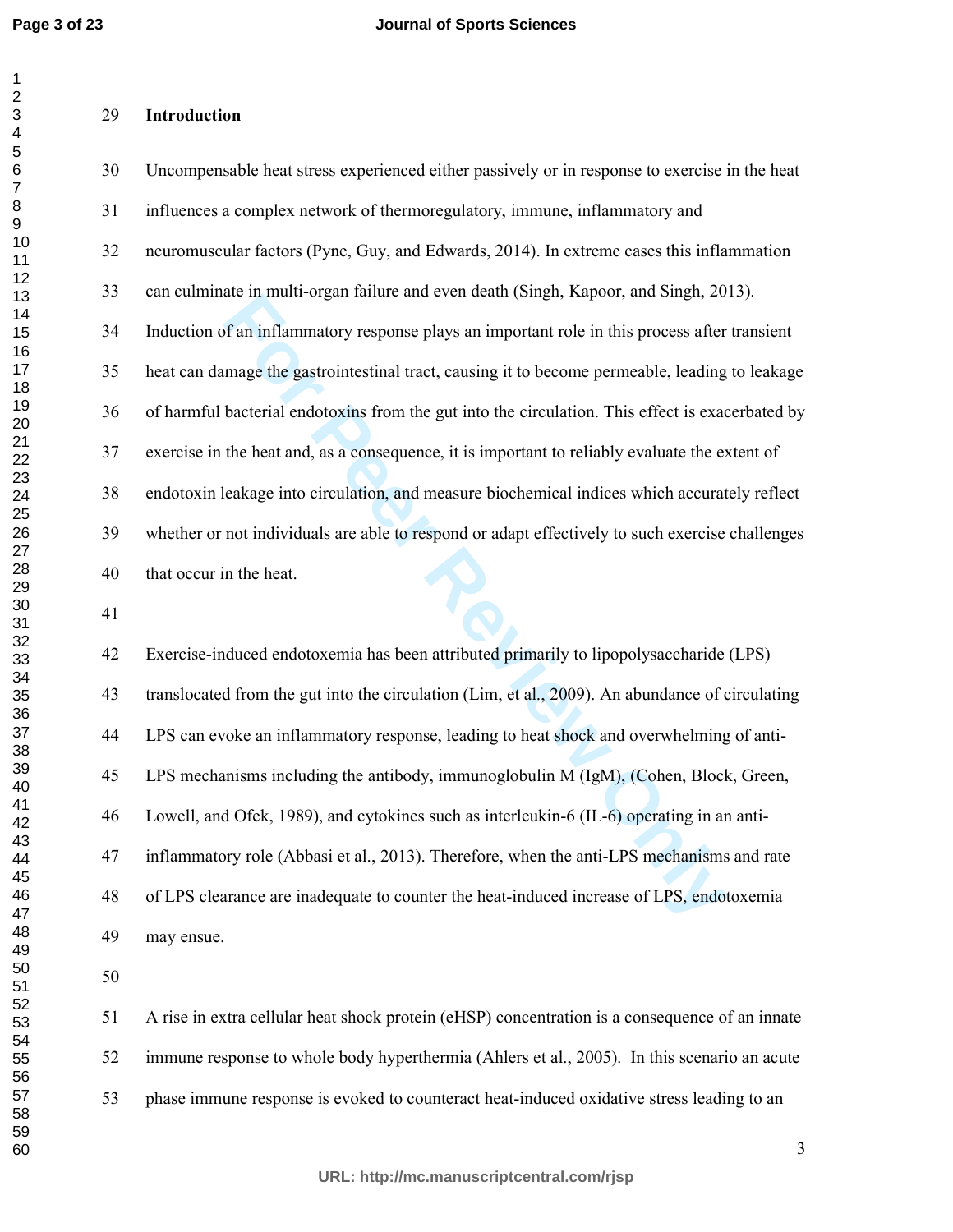## Introduction

Uncompensable heat stress experienced either passively or in response to exercise in the heat influences a complex network of thermoregulatory, immune, inflammatory and neuromuscular factors (Pyne, Guy, and Edwards, 2014). In extreme cases this inflammation can culminate in multi-organ failure and even death (Singh, Kapoor, and Singh, 2013). Induction of an inflammatory response plays an important role in this process after transient heat can damage the gastrointestinal tract, causing it to become permeable, leading to leakage of harmful bacterial endotoxins from the gut into the circulation. This effect is exacerbated by exercise in the heat and, as a consequence, it is important to reliably evaluate the extent of endotoxin leakage into circulation, and measure biochemical indices which accurately reflect whether or not individuals are able to respond or adapt effectively to such exercise challenges that occur in the heat.

Exercise-induced endotoxemia has been attributed primarily to lipopolysaccharide (LPS) translocated from the gut into the circulation (Lim, et al., 2009). An abundance of circulating LPS can evoke an inflammatory response, leading to heat shock and overwhelming of anti-LPS mechanisms including the antibody, immunoglobulin M (IgM), (Cohen, Block, Green, Lowell, and Ofek, 1989), and cytokines such as interleukin-6 (IL-6) operating in an anti-inflammatory role (Abbasi et al., 2013). Therefore, when the anti-LPS mechanisms and rate of LPS clearance are inadequate to counter the heat-induced increase of LPS, endotoxemia may ensue.

A rise in extra cellular heat shock protein (eHSP) concentration is a consequence of an innate immune response to whole body hyperthermia (Ahlers et al., 2005). In this scenario an acute phase immune response is evoked to counteract heat-induced oxidative stress leading to an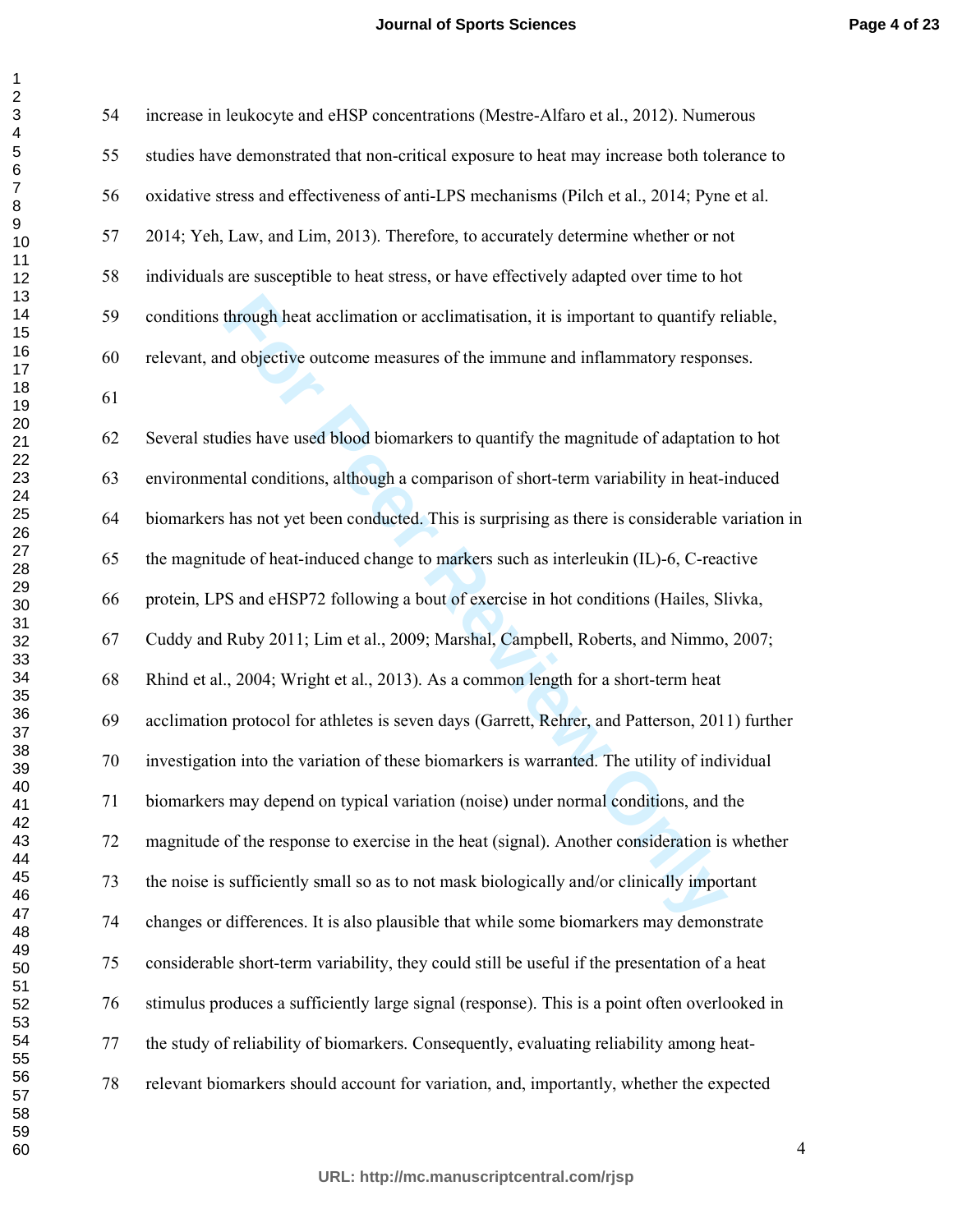increase in leukocyte and eHSP concentrations (Mestre-Alfaro et al., 2012). Numerous studies have demonstrated that non-critical exposure to heat may increase both tolerance to oxidative stress and effectiveness of anti-LPS mechanisms (Pilch et al., 2014; Pyne et al. 2014; Yeh, Law, and Lim, 2013). Therefore, to accurately determine whether or not individuals are susceptible to heat stress, or have effectively adapted over time to hot conditions through heat acclimation or acclimatisation, it is important to quantify reliable, relevant, and objective outcome measures of the immune and inflammatory responses.

Several studies have used blood biomarkers to quantify the magnitude of adaptation to hot environmental conditions, although a comparison of short-term variability in heat-induced biomarkers has not yet been conducted. This is surprising as there is considerable variation in the magnitude of heat-induced change to markers such as interleukin (IL)-6, C-reactive protein, LPS and eHSP72 following a bout of exercise in hot conditions (Hailes, Slivka, Cuddy and Ruby 2011; Lim et al., 2009; Marshal, Campbell, Roberts, and Nimmo, 2007; Rhind et al., 2004; Wright et al., 2013). As a common length for a short-term heat acclimation protocol for athletes is seven days (Garrett, Rehrer, and Patterson, 2011) further investigation into the variation of these biomarkers is warranted. The utility of individual biomarkers may depend on typical variation (noise) under normal conditions, and the magnitude of the response to exercise in the heat (signal). Another consideration is whether the noise is sufficiently small so as to not mask biologically and/or clinically important changes or differences. It is also plausible that while some biomarkers may demonstrate considerable short-term variability, they could still be useful if the presentation of a heat stimulus produces a sufficiently large signal (response). This is a point often overlooked in the study of reliability of biomarkers. Consequently, evaluating reliability among heat-relevant biomarkers should account for variation, and, importantly, whether the expected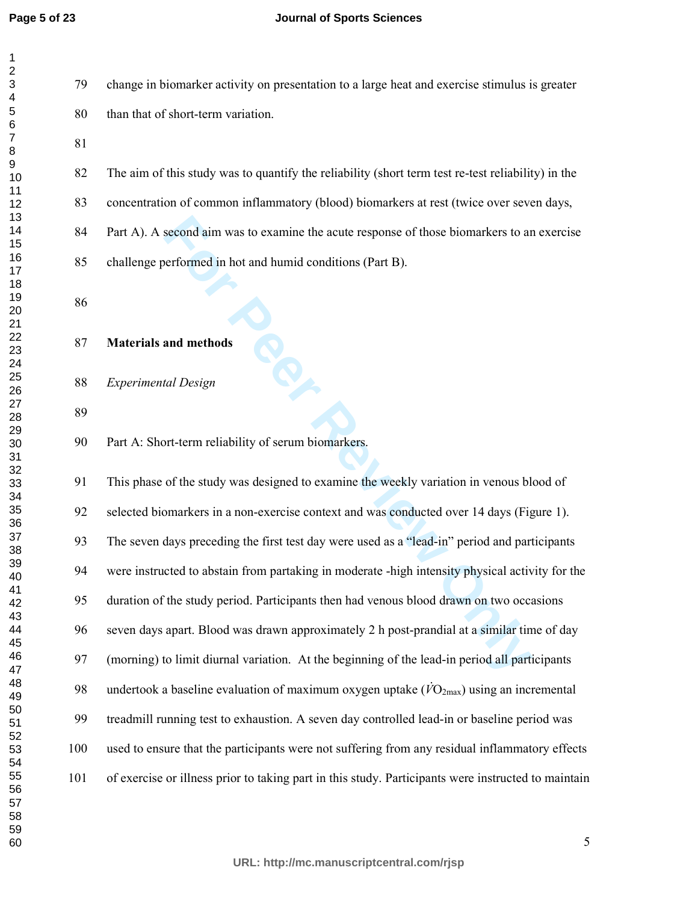change in biomarker activity on presentation to a large heat and exercise stimulus is greater than that of short-term variation.

The aim of this study was to quantify the reliability (short term test re-test reliability) in the concentration of common inflammatory (blood) biomarkers at rest (twice over seven days, Part A). A second aim was to examine the acute response of those biomarkers to an exercise challenge performed in hot and humid conditions (Part B).

## Materials and methods

### *Experimental Design*

Part A: Short-term reliability of serum biomarkers.

This phase of the study was designed to examine the weekly variation in venous blood of selected biomarkers in a non-exercise context and was conducted over 14 days (Figure 1). The seven days preceding the first test day were used as a "lead-in" period and participants were instructed to abstain from partaking in moderate -high intensity physical activity for the duration of the study period. Participants then had venous blood drawn on two occasions seven days apart. Blood was drawn approximately 2 h post-prandial at a similar time of day (morning) to limit diurnal variation. At the beginning of the lead-in period all participants undertook a baseline evaluation of maximum oxygen uptake ($\dot{V}O_{2max}$) using an incremental treadmill running test to exhaustion. A seven day controlled lead-in or baseline period was used to ensure that the participants were not suffering from any residual inflammatory effects of exercise or illness prior to taking part in this study. Participants were instructed to maintain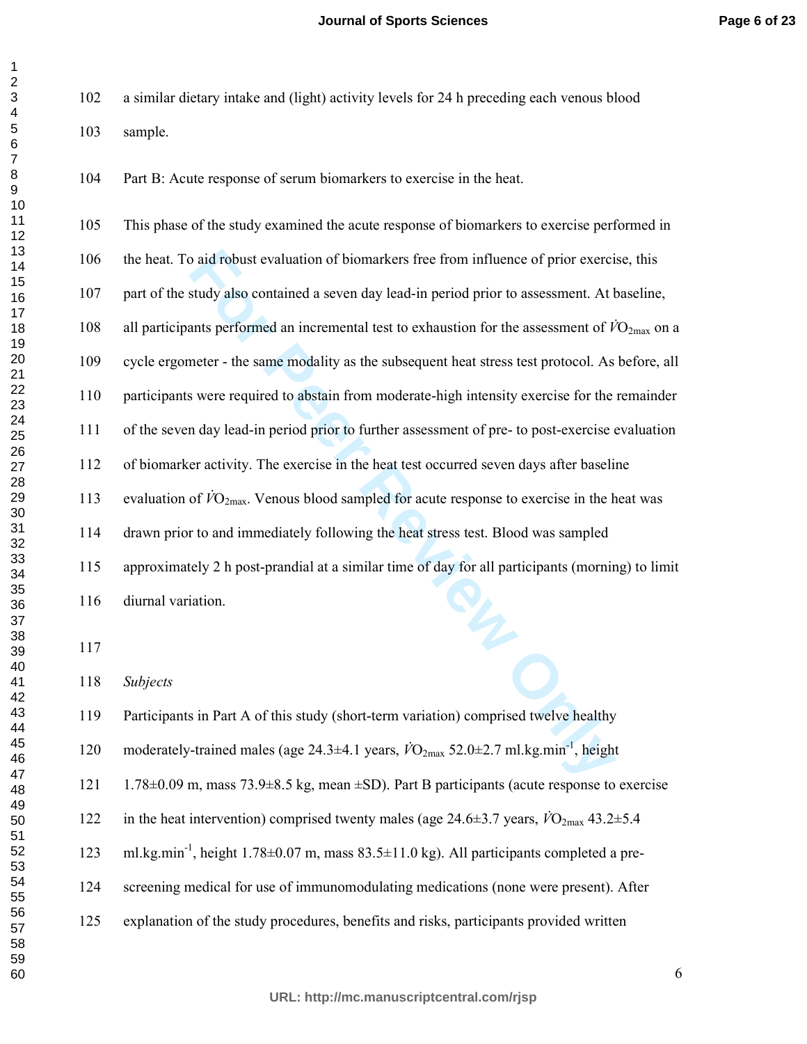a similar dietary intake and (light) activity levels for 24 h preceding each venous blood sample.

Part B: Acute response of serum biomarkers to exercise in the heat.

This phase of the study examined the acute response of biomarkers to exercise performed in the heat. To aid robust evaluation of biomarkers free from influence of prior exercise, this part of the study also contained a seven day lead-in period prior to assessment. At baseline, all participants performed an incremental test to exhaustion for the assessment of $\dot{V}O_{2max}$ on a cycle ergometer - the same modality as the subsequent heat stress test protocol. As before, all participants were required to abstain from moderate-high intensity exercise for the remainder of the seven day lead-in period prior to further assessment of pre- to post-exercise evaluation of biomarker activity. The exercise in the heat test occurred seven days after baseline evaluation of $\dot{V}O_{2max}$. Venous blood sampled for acute response to exercise in the heat was drawn prior to and immediately following the heat stress test. Blood was sampled approximately 2 h post-prandial at a similar time of day for all participants (morning) to limit diurnal variation.

*Subjects*

Participants in Part A of this study (short-term variation) comprised twelve healthy moderately-trained males (age 24.3±4.1 years, $\dot{V}O_{2max}$ 52.0±2.7 ml.kg.min$^{-1}$, height 1.78±0.09 m, mass 73.9±8.5 kg, mean ±SD). Part B participants (acute response to exercise in the heat intervention) comprised twenty males (age 24.6±3.7 years, $\dot{V}O_{2max}$ 43.2±5.4 ml.kg.min$^{-1}$, height 1.78±0.07 m, mass 83.5±11.0 kg). All participants completed a pre-screening medical for use of immunomodulating medications (none were present). After explanation of the study procedures, benefits and risks, participants provided written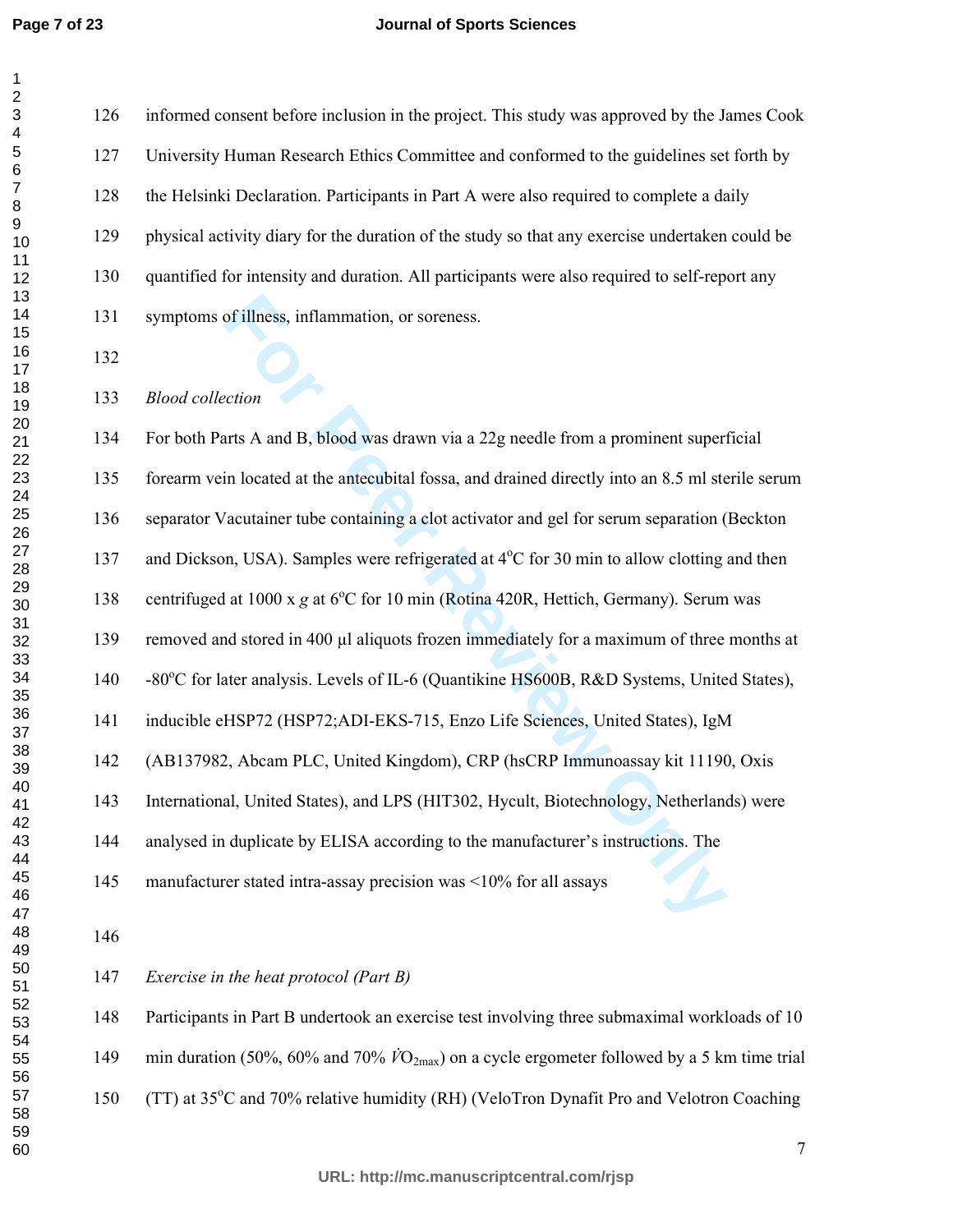informed consent before inclusion in the project. This study was approved by the James Cook University Human Research Ethics Committee and conformed to the guidelines set forth by the Helsinki Declaration. Participants in Part A were also required to complete a daily physical activity diary for the duration of the study so that any exercise undertaken could be quantified for intensity and duration. All participants were also required to self-report any symptoms of illness, inflammation, or soreness.

*Blood collection*

For both Parts A and B, blood was drawn via a 22g needle from a prominent superficial forearm vein located at the antecubital fossa, and drained directly into an 8.5 ml sterile serum separator Vacutainer tube containing a clot activator and gel for serum separation (Beckton and Dickson, USA). Samples were refrigerated at $4^{o}C$ for 30 min to allow clotting and then centrifuged at 1000 x *g* at $6^{o}C$ for 10 min (Rotina 420R, Hettich, Germany). Serum was removed and stored in 400 µl aliquots frozen immediately for a maximum of three months at $-80^{o}C$ for later analysis. Levels of IL-6 (Quantikine HS600B, R&D Systems, United States), inducible eHSP72 (HSP72;ADI-EKS-715, Enzo Life Sciences, United States), IgM (AB137982, Abcam PLC, United Kingdom), CRP (hsCRP Immunoassay kit 11190, Oxis International, United States), and LPS (HIT302, Hycult, Biotechnology, Netherlands) were analysed in duplicate by ELISA according to the manufacturer's instructions. The manufacturer stated intra-assay precision was <10% for all assays

*Exercise in the heat protocol (Part B)*

Participants in Part B undertook an exercise test involving three submaximal workloads of 10 min duration (50%, 60% and 70% $\dot{V}O_{2max}$) on a cycle ergometer followed by a 5 km time trial (TT) at $35^{o}C$ and 70% relative humidity (RH) (VeloTron Dynafit Pro and Velotron Coaching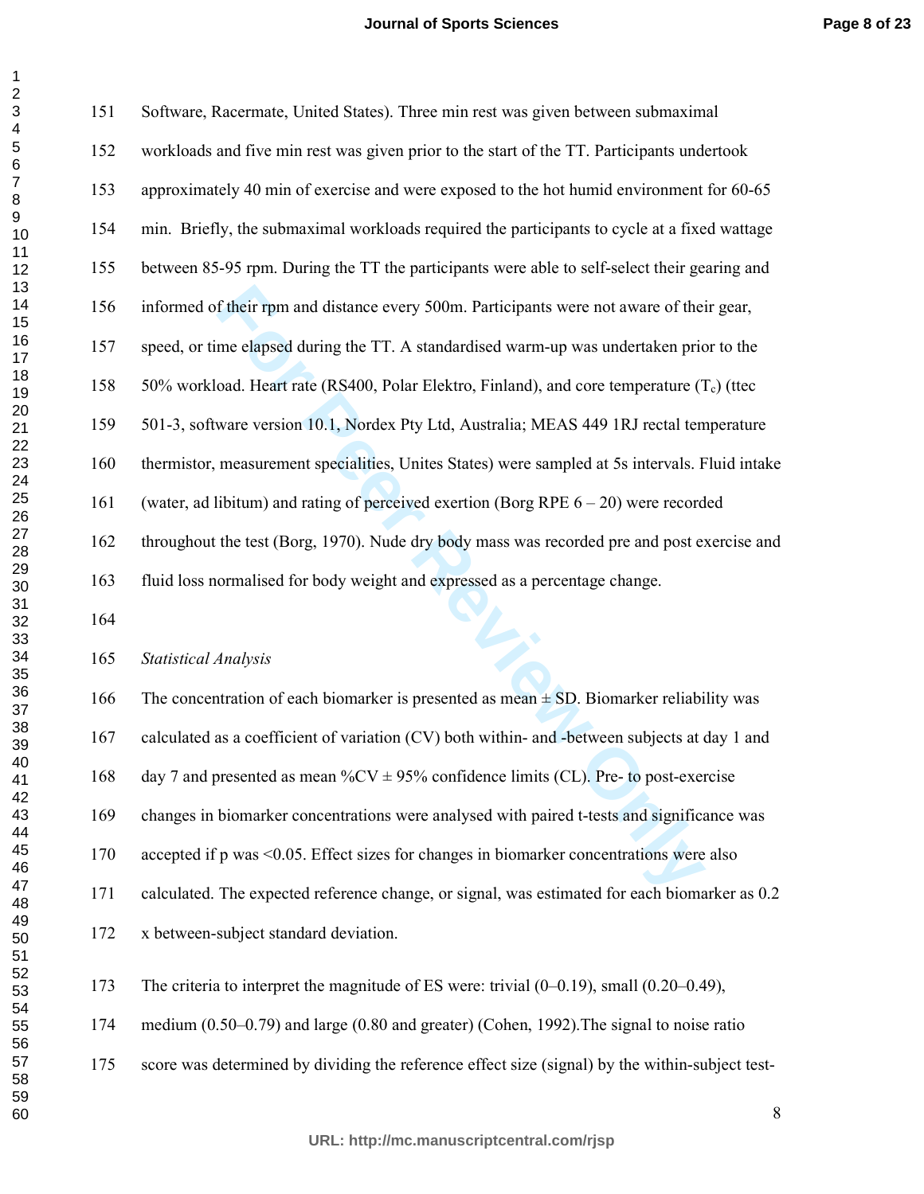Software, Racermate, United States). Three min rest was given between submaximal workloads and five min rest was given prior to the start of the TT. Participants undertook approximately 40 min of exercise and were exposed to the hot humid environment for 60-65 min. Briefly, the submaximal workloads required the participants to cycle at a fixed wattage between 85-95 rpm. During the TT the participants were able to self-select their gearing and informed of their rpm and distance every 500m. Participants were not aware of their gear, speed, or time elapsed during the TT. A standardised warm-up was undertaken prior to the 50% workload. Heart rate (RS400, Polar Elektro, Finland), and core temperature ($T_c$) (ttec 501-3, software version 10.1, Nordex Pty Ltd, Australia; MEAS 449 1RJ rectal temperature thermistor, measurement specialities, Unites States) were sampled at 5s intervals. Fluid intake (water, ad libitum) and rating of perceived exertion (Borg RPE 6 – 20) were recorded throughout the test (Borg, 1970). Nude dry body mass was recorded pre and post exercise and fluid loss normalised for body weight and expressed as a percentage change.

*Statistical Analysis*

The concentration of each biomarker is presented as mean ± SD. Biomarker reliability was calculated as a coefficient of variation (CV) both within- and -between subjects at day 1 and day 7 and presented as mean %CV ± 95% confidence limits (CL). Pre- to post-exercise changes in biomarker concentrations were analysed with paired t-tests and significance was accepted if p was <0.05. Effect sizes for changes in biomarker concentrations were also calculated. The expected reference change, or signal, was estimated for each biomarker as 0.2 x between-subject standard deviation.

The criteria to interpret the magnitude of ES were: trivial (0–0.19), small (0.20–0.49), medium (0.50–0.79) and large (0.80 and greater) (Cohen, 1992).The signal to noise ratio score was determined by dividing the reference effect size (signal) by the within-subject test-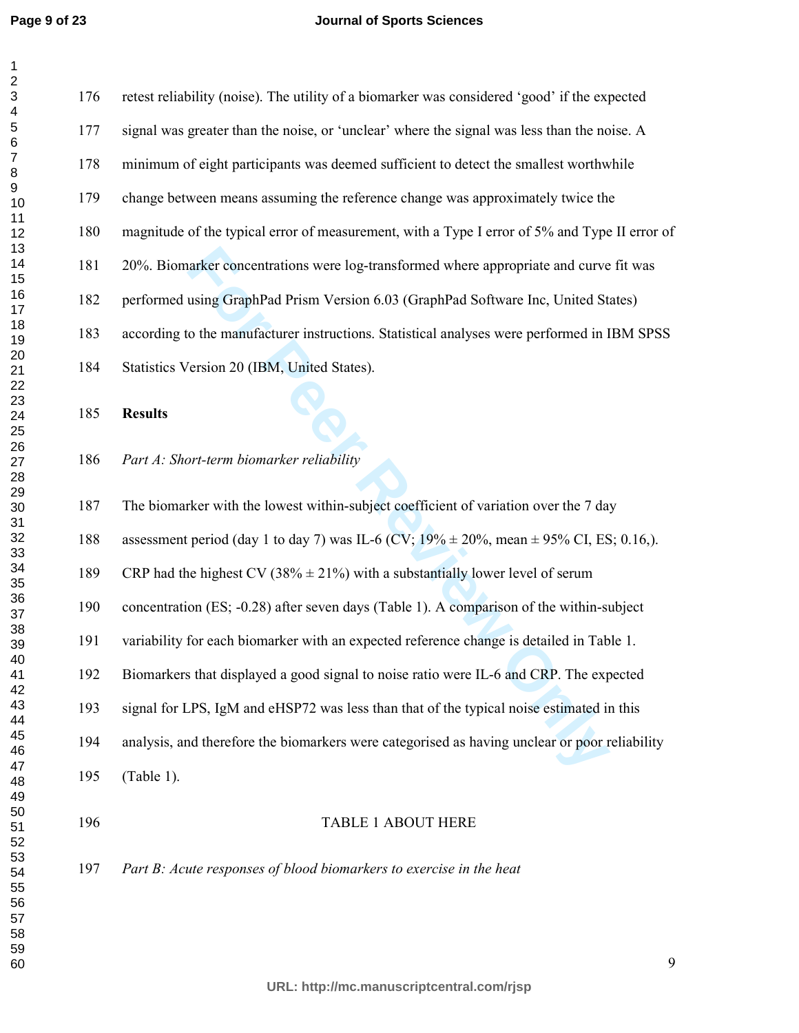retest reliability (noise). The utility of a biomarker was considered 'good' if the expected signal was greater than the noise, or 'unclear' where the signal was less than the noise. A minimum of eight participants was deemed sufficient to detect the smallest worthwhile change between means assuming the reference change was approximately twice the magnitude of the typical error of measurement, with a Type I error of 5% and Type II error of 20%. Biomarker concentrations were log-transformed where appropriate and curve fit was performed using GraphPad Prism Version 6.03 (GraphPad Software Inc, United States) according to the manufacturer instructions. Statistical analyses were performed in IBM SPSS Statistics Version 20 (IBM, United States).

## Results

*Part A: Short-term biomarker reliability*

The biomarker with the lowest within-subject coefficient of variation over the 7 day assessment period (day 1 to day 7) was IL-6 (CV; 19% ± 20%, mean ± 95% CI, ES; 0.16,). CRP had the highest CV (38% ± 21%) with a substantially lower level of serum concentration (ES; -0.28) after seven days (Table 1). A comparison of the within-subject variability for each biomarker with an expected reference change is detailed in Table 1. Biomarkers that displayed a good signal to noise ratio were IL-6 and CRP. The expected signal for LPS, IgM and eHSP72 was less than that of the typical noise estimated in this analysis, and therefore the biomarkers were categorised as having unclear or poor reliability (Table 1).

TABLE 1 ABOUT HERE

*Part B: Acute responses of blood biomarkers to exercise in the heat*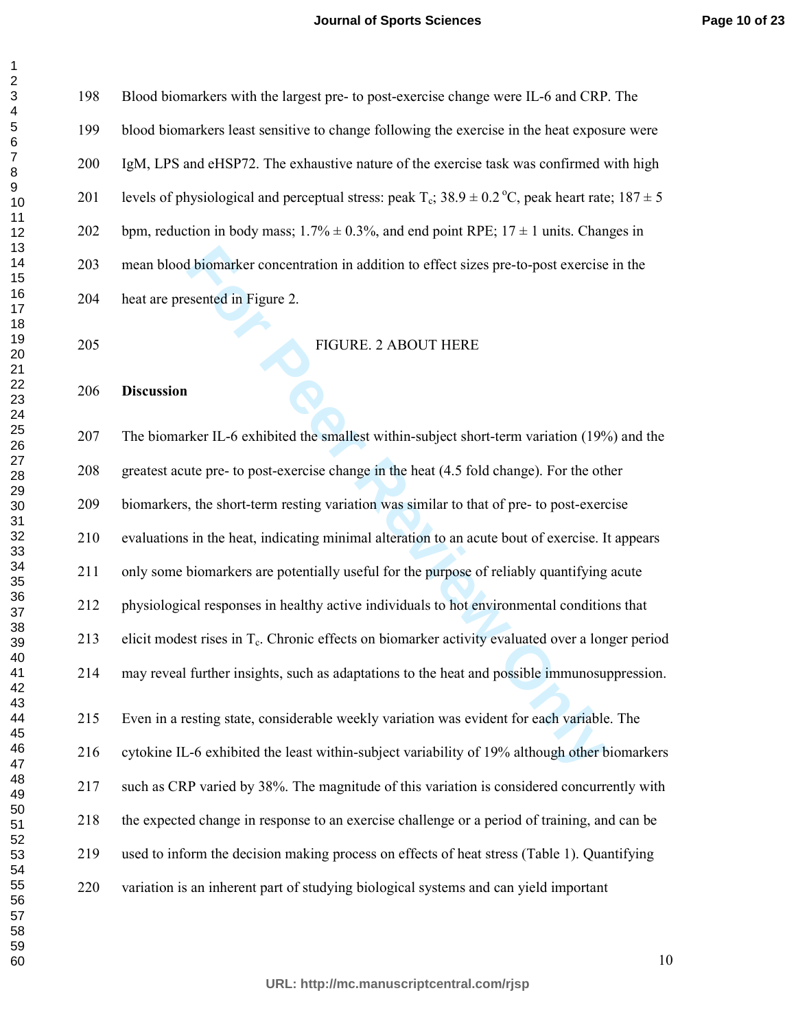Blood biomarkers with the largest pre- to post-exercise change were IL-6 and CRP. The blood biomarkers least sensitive to change following the exercise in the heat exposure were IgM, LPS and eHSP72. The exhaustive nature of the exercise task was confirmed with high levels of physiological and perceptual stress: peak $T_c$; 38.9 ± 0.2 °C, peak heart rate; 187 ± 5 bpm, reduction in body mass; 1.7% ± 0.3%, and end point RPE; 17 ± 1 units. Changes in mean blood biomarker concentration in addition to effect sizes pre-to-post exercise in the heat are presented in Figure 2.

FIGURE. 2 ABOUT HERE

## Discussion

The biomarker IL-6 exhibited the smallest within-subject short-term variation (19%) and the greatest acute pre- to post-exercise change in the heat (4.5 fold change). For the other biomarkers, the short-term resting variation was similar to that of pre- to post-exercise evaluations in the heat, indicating minimal alteration to an acute bout of exercise. It appears only some biomarkers are potentially useful for the purpose of reliably quantifying acute physiological responses in healthy active individuals to hot environmental conditions that elicit modest rises in $T_c$. Chronic effects on biomarker activity evaluated over a longer period may reveal further insights, such as adaptations to the heat and possible immunosuppression.

Even in a resting state, considerable weekly variation was evident for each variable. The cytokine IL-6 exhibited the least within-subject variability of 19% although other biomarkers such as CRP varied by 38%. The magnitude of this variation is considered concurrently with the expected change in response to an exercise challenge or a period of training, and can be used to inform the decision making process on effects of heat stress (Table 1). Quantifying variation is an inherent part of studying biological systems and can yield important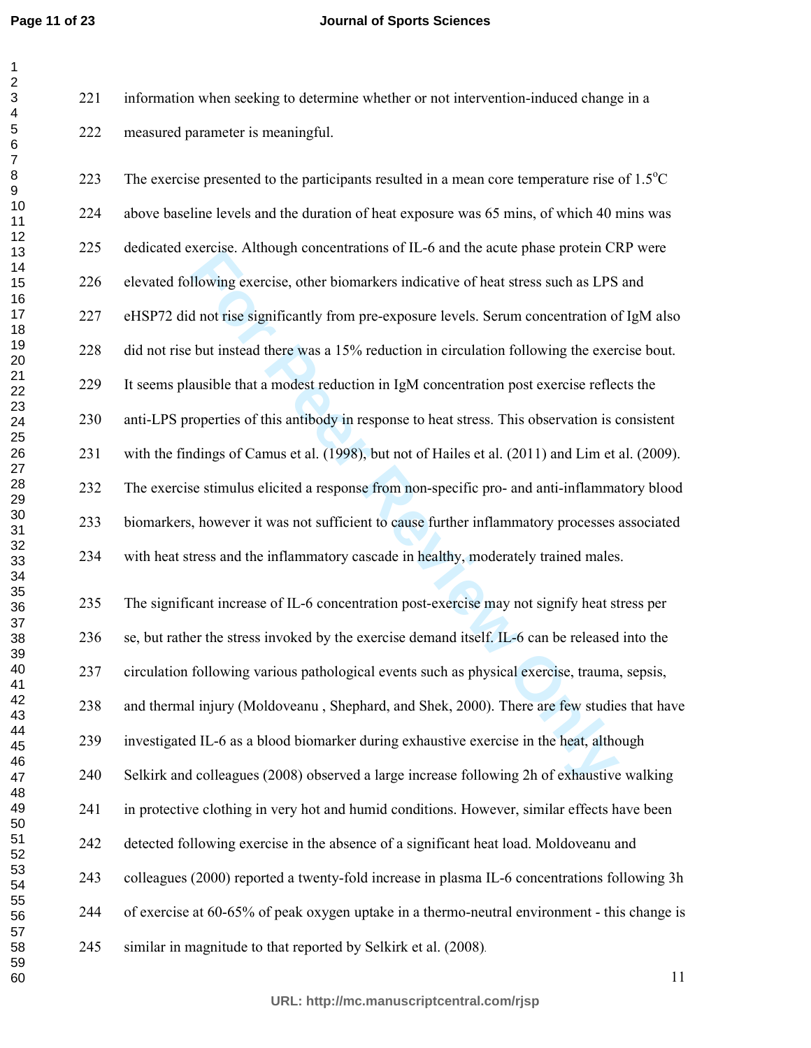information when seeking to determine whether or not intervention-induced change in a measured parameter is meaningful.

The exercise presented to the participants resulted in a mean core temperature rise of 1.5°C above baseline levels and the duration of heat exposure was 65 mins, of which 40 mins was dedicated exercise. Although concentrations of IL-6 and the acute phase protein CRP were elevated following exercise, other biomarkers indicative of heat stress such as LPS and eHSP72 did not rise significantly from pre-exposure levels. Serum concentration of IgM also did not rise but instead there was a 15% reduction in circulation following the exercise bout. It seems plausible that a modest reduction in IgM concentration post exercise reflects the anti-LPS properties of this antibody in response to heat stress. This observation is consistent with the findings of Camus et al. (1998), but not of Hailes et al. (2011) and Lim et al. (2009). The exercise stimulus elicited a response from non-specific pro- and anti-inflammatory blood biomarkers, however it was not sufficient to cause further inflammatory processes associated with heat stress and the inflammatory cascade in healthy, moderately trained males.

The significant increase of IL-6 concentration post-exercise may not signify heat stress per se, but rather the stress invoked by the exercise demand itself. IL-6 can be released into the circulation following various pathological events such as physical exercise, trauma, sepsis, and thermal injury (Moldoveanu , Shephard, and Shek, 2000). There are few studies that have investigated IL-6 as a blood biomarker during exhaustive exercise in the heat, although Selkirk and colleagues (2008) observed a large increase following 2h of exhaustive walking in protective clothing in very hot and humid conditions. However, similar effects have been detected following exercise in the absence of a significant heat load. Moldoveanu and colleagues (2000) reported a twenty-fold increase in plasma IL-6 concentrations following 3h of exercise at 60-65% of peak oxygen uptake in a thermo-neutral environment - this change is similar in magnitude to that reported by Selkirk et al. (2008).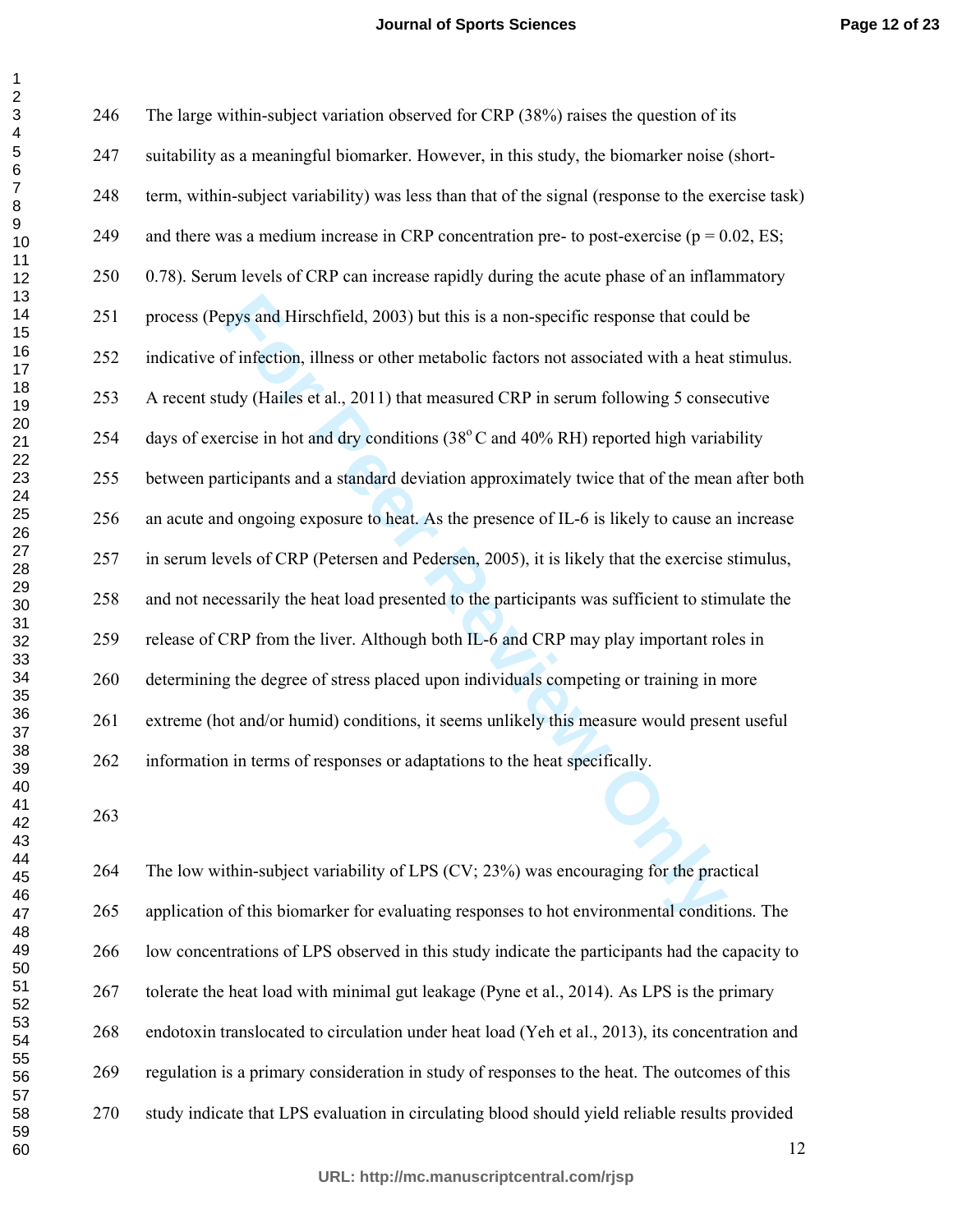The large within-subject variation observed for CRP (38%) raises the question of its suitability as a meaningful biomarker. However, in this study, the biomarker noise (short-term, within-subject variability) was less than that of the signal (response to the exercise task) and there was a medium increase in CRP concentration pre- to post-exercise ($p = 0.02$, ES; 0.78). Serum levels of CRP can increase rapidly during the acute phase of an inflammatory process (Pepys and Hirschfield, 2003) but this is a non-specific response that could be indicative of infection, illness or other metabolic factors not associated with a heat stimulus. A recent study (Hailes et al., 2011) that measured CRP in serum following 5 consecutive days of exercise in hot and dry conditions ($38^{o}$ C and 40% RH) reported high variability between participants and a standard deviation approximately twice that of the mean after both an acute and ongoing exposure to heat. As the presence of IL-6 is likely to cause an increase in serum levels of CRP (Petersen and Pedersen, 2005), it is likely that the exercise stimulus, and not necessarily the heat load presented to the participants was sufficient to stimulate the release of CRP from the liver. Although both IL-6 and CRP may play important roles in determining the degree of stress placed upon individuals competing or training in more extreme (hot and/or humid) conditions, it seems unlikely this measure would present useful information in terms of responses or adaptations to the heat specifically.

The low within-subject variability of LPS (CV; 23%) was encouraging for the practical application of this biomarker for evaluating responses to hot environmental conditions. The low concentrations of LPS observed in this study indicate the participants had the capacity to tolerate the heat load with minimal gut leakage (Pyne et al., 2014). As LPS is the primary endotoxin translocated to circulation under heat load (Yeh et al., 2013), its concentration and regulation is a primary consideration in study of responses to the heat. The outcomes of this study indicate that LPS evaluation in circulating blood should yield reliable results provided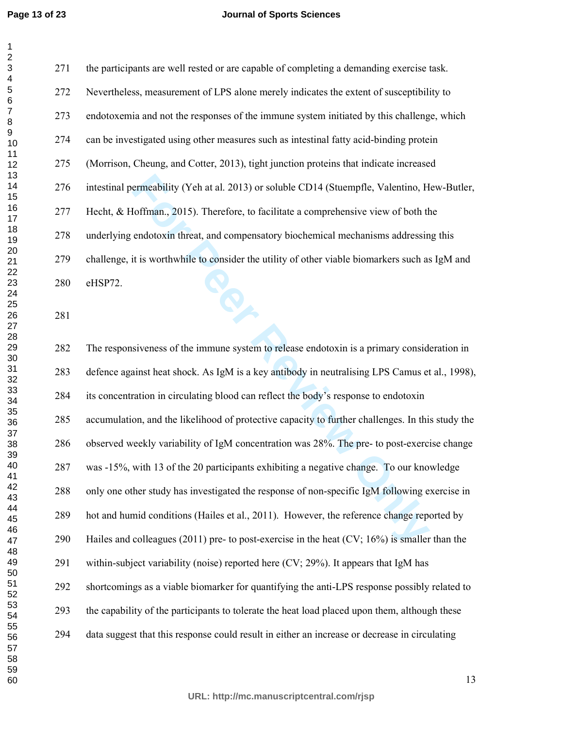the participants are well rested or are capable of completing a demanding exercise task. Nevertheless, measurement of LPS alone merely indicates the extent of susceptibility to endotoxemia and not the responses of the immune system initiated by this challenge, which can be investigated using other measures such as intestinal fatty acid-binding protein (Morrison, Cheung, and Cotter, 2013), tight junction proteins that indicate increased intestinal permeability (Yeh at al. 2013) or soluble CD14 (Stuempfle, Valentino, Hew-Butler, Hecht, & Hoffman., 2015). Therefore, to facilitate a comprehensive view of both the underlying endotoxin threat, and compensatory biochemical mechanisms addressing this challenge, it is worthwhile to consider the utility of other viable biomarkers such as IgM and eHSP72.

The responsiveness of the immune system to release endotoxin is a primary consideration in defence against heat shock. As IgM is a key antibody in neutralising LPS Camus et al., 1998), its concentration in circulating blood can reflect the body's response to endotoxin accumulation, and the likelihood of protective capacity to further challenges. In this study the observed weekly variability of IgM concentration was 28%. The pre- to post-exercise change was -15%, with 13 of the 20 participants exhibiting a negative change. To our knowledge only one other study has investigated the response of non-specific IgM following exercise in hot and humid conditions (Hailes et al., 2011). However, the reference change reported by Hailes and colleagues (2011) pre- to post-exercise in the heat (CV; 16%) is smaller than the within-subject variability (noise) reported here (CV; 29%). It appears that IgM has shortcomings as a viable biomarker for quantifying the anti-LPS response possibly related to the capability of the participants to tolerate the heat load placed upon them, although these data suggest that this response could result in either an increase or decrease in circulating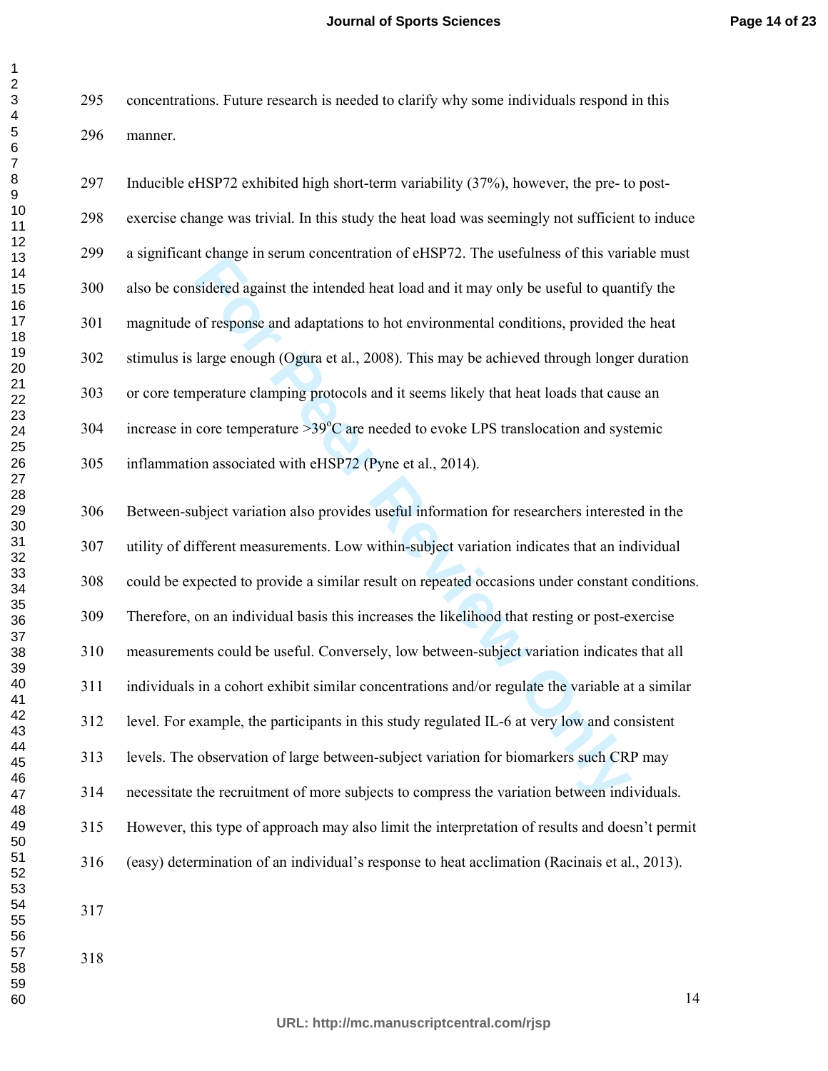concentrations. Future research is needed to clarify why some individuals respond in this manner.

Inducible eHSP72 exhibited high short-term variability (37%), however, the pre- to post-exercise change was trivial. In this study the heat load was seemingly not sufficient to induce a significant change in serum concentration of eHSP72. The usefulness of this variable must also be considered against the intended heat load and it may only be useful to quantify the magnitude of response and adaptations to hot environmental conditions, provided the heat stimulus is large enough (Ogura et al., 2008). This may be achieved through longer duration or core temperature clamping protocols and it seems likely that heat loads that cause an increase in core temperature >39°C are needed to evoke LPS translocation and systemic inflammation associated with eHSP72 (Pyne et al., 2014).

Between-subject variation also provides useful information for researchers interested in the utility of different measurements. Low within-subject variation indicates that an individual could be expected to provide a similar result on repeated occasions under constant conditions. Therefore, on an individual basis this increases the likelihood that resting or post-exercise measurements could be useful. Conversely, low between-subject variation indicates that all individuals in a cohort exhibit similar concentrations and/or regulate the variable at a similar level. For example, the participants in this study regulated IL-6 at very low and consistent levels. The observation of large between-subject variation for biomarkers such CRP may necessitate the recruitment of more subjects to compress the variation between individuals. However, this type of approach may also limit the interpretation of results and doesn't permit (easy) determination of an individual's response to heat acclimation (Racinais et al., 2013).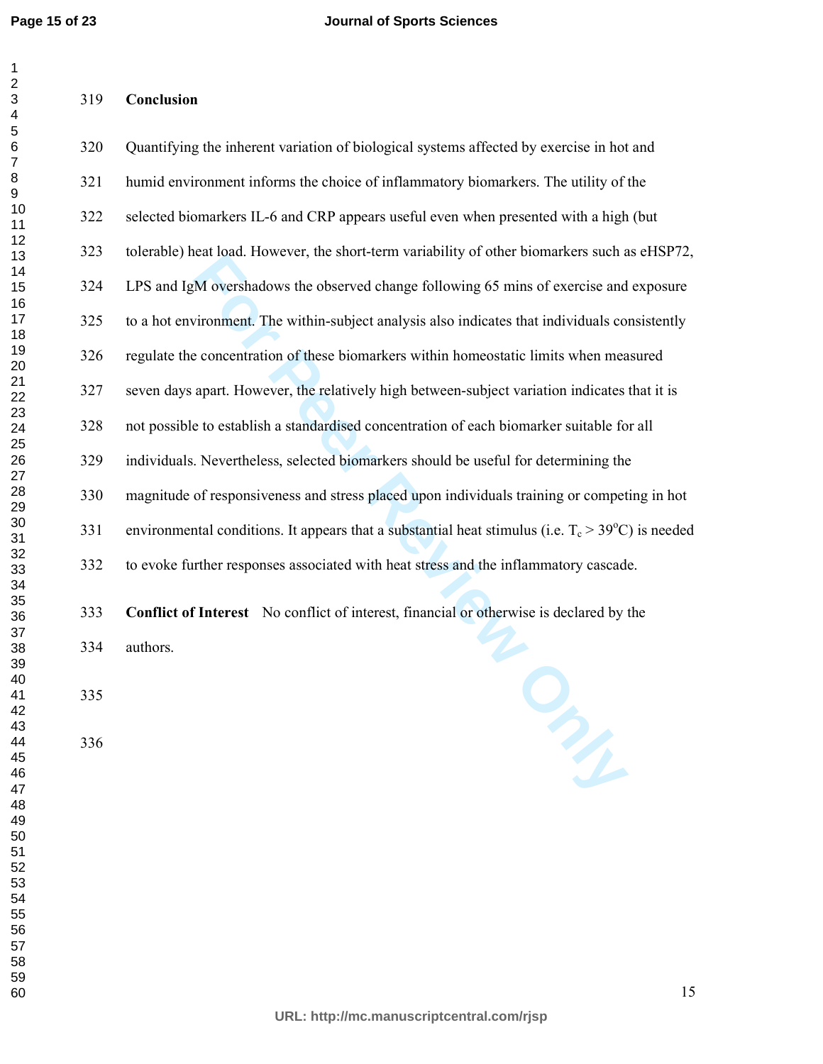## Conclusion

Quantifying the inherent variation of biological systems affected by exercise in hot and humid environment informs the choice of inflammatory biomarkers. The utility of the selected biomarkers IL-6 and CRP appears useful even when presented with a high (but tolerable) heat load. However, the short-term variability of other biomarkers such as eHSP72, LPS and IgM overshadows the observed change following 65 mins of exercise and exposure to a hot environment. The within-subject analysis also indicates that individuals consistently regulate the concentration of these biomarkers within homeostatic limits when measured seven days apart. However, the relatively high between-subject variation indicates that it is not possible to establish a standardised concentration of each biomarker suitable for all individuals. Nevertheless, selected biomarkers should be useful for determining the magnitude of responsiveness and stress placed upon individuals training or competing in hot environmental conditions. It appears that a substantial heat stimulus (i.e. $T_c > 39^{o}C$) is needed to evoke further responses associated with heat stress and the inflammatory cascade.

**Conflict of Interest** No conflict of interest, financial or otherwise is declared by the authors.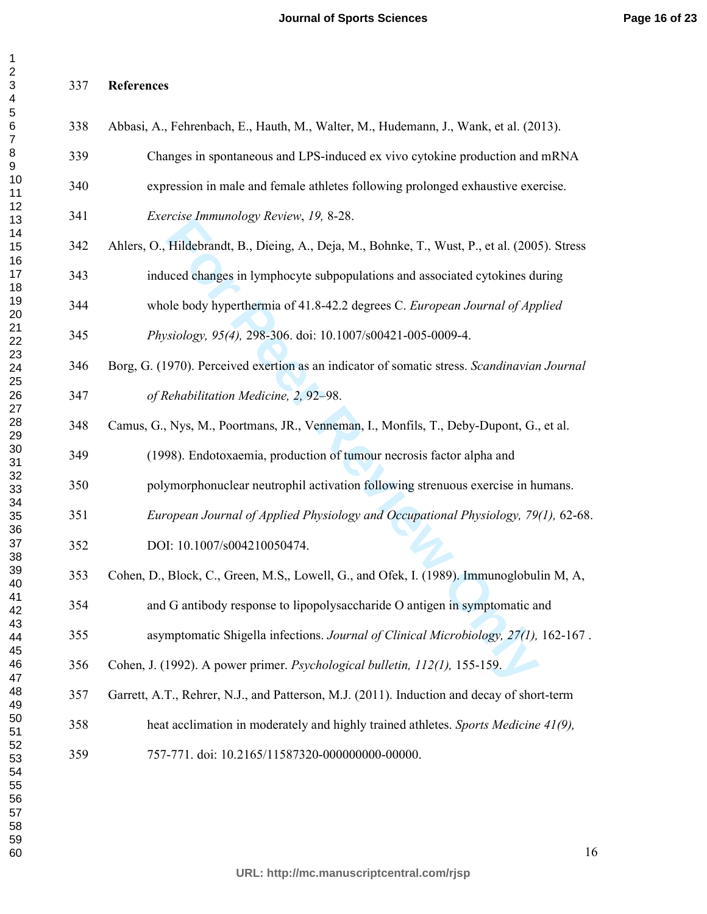## References

Abbasi, A., Fehrenbach, E., Hauth, M., Walter, M., Hudemann, J., Wank, et al. (2013). Changes in spontaneous and LPS-induced ex vivo cytokine production and mRNA expression in male and female athletes following prolonged exhaustive exercise. *Exercise Immunology Review*, *19,* 8-28.

Ahlers, O., Hildebrandt, B., Dieing, A., Deja, M., Bohnke, T., Wust, P., et al. (2005). Stress induced changes in lymphocyte subpopulations and associated cytokines during whole body hyperthermia of 41.8-42.2 degrees C. *European Journal of Applied Physiology, 95(4),* 298-306. doi: 10.1007/s00421-005-0009-4.

Borg, G. (1970). Perceived exertion as an indicator of somatic stress. *Scandinavian Journal of Rehabilitation Medicine, 2,* 92–98.

Camus, G., Nys, M., Poortmans, JR., Venneman, I., Monfils, T., Deby-Dupont, G., et al. (1998). Endotoxaemia, production of tumour necrosis factor alpha and polymorphonuclear neutrophil activation following strenuous exercise in humans. *European Journal of Applied Physiology and Occupational Physiology, 79(1),* 62-68. DOI: 10.1007/s004210050474.

Cohen, D., Block, C., Green, M.S,, Lowell, G., and Ofek, I. (1989). Immunoglobulin M, A, and G antibody response to lipopolysaccharide O antigen in symptomatic and asymptomatic Shigella infections. *Journal of Clinical Microbiology, 27(1),* 162-167 .

Cohen, J. (1992). A power primer. *Psychological bulletin, 112(1),* 155-159.

Garrett, A.T., Rehrer, N.J., and Patterson, M.J. (2011). Induction and decay of short-term heat acclimation in moderately and highly trained athletes. *Sports Medicine 41(9),* 757-771. doi: 10.2165/11587320-000000000-00000.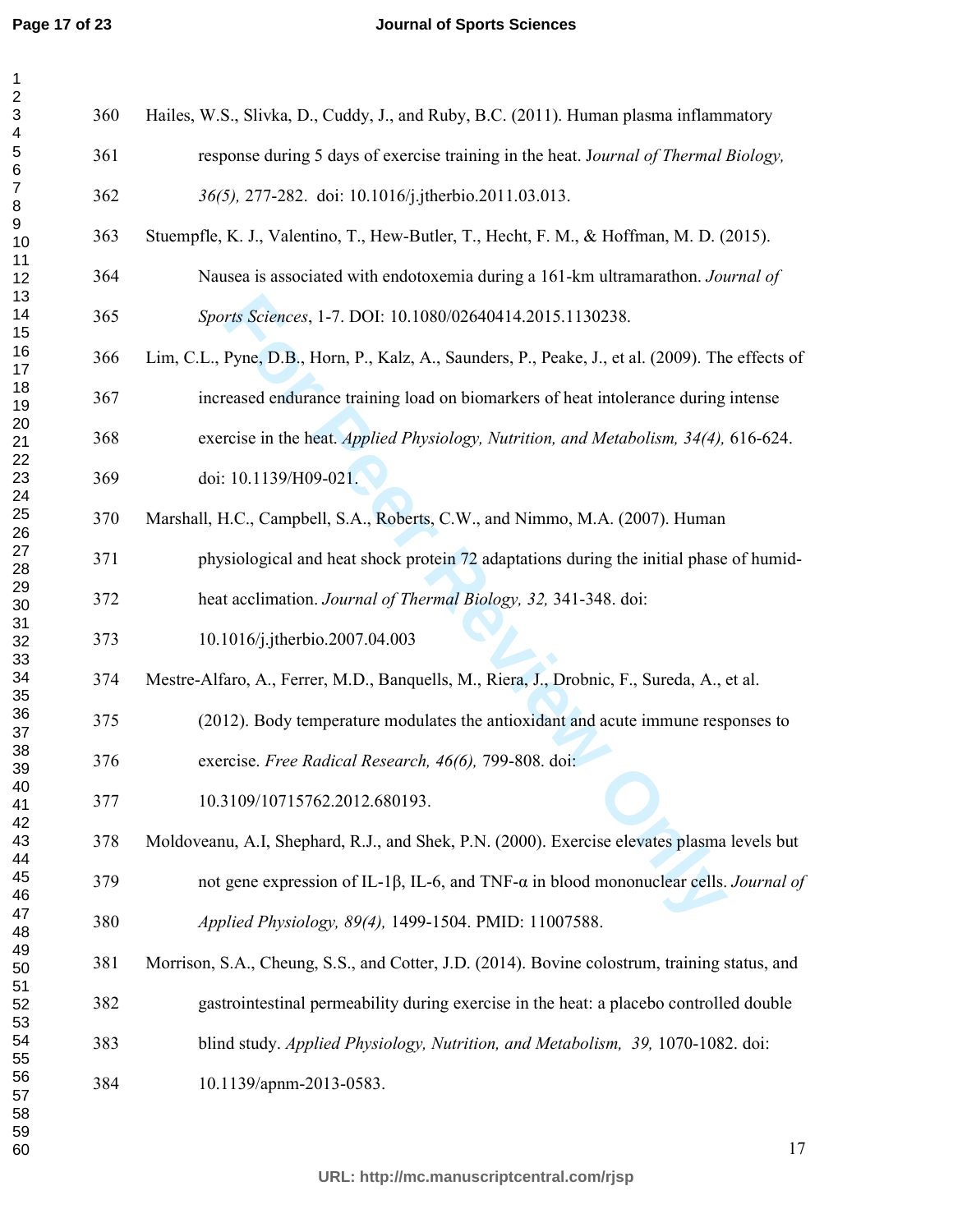Hailes, W.S., Slivka, D., Cuddy, J., and Ruby, B.C. (2011). Human plasma inflammatory response during 5 days of exercise training in the heat. J*ournal of Thermal Biology, 36(5),* 277-282. doi: 10.1016/j.jtherbio.2011.03.013.

Stuempfle, K. J., Valentino, T., Hew-Butler, T., Hecht, F. M., & Hoffman, M. D. (2015). Nausea is associated with endotoxemia during a 161-km ultramarathon. *Journal of Sports Sciences*, 1-7. DOI: 10.1080/02640414.2015.1130238.

Lim, C.L., Pyne, D.B., Horn, P., Kalz, A., Saunders, P., Peake, J., et al. (2009). The effects of increased endurance training load on biomarkers of heat intolerance during intense exercise in the heat. *Applied Physiology, Nutrition, and Metabolism, 34(4),* 616-624. doi: 10.1139/H09-021.

Marshall, H.C., Campbell, S.A., Roberts, C.W., and Nimmo, M.A. (2007). Human physiological and heat shock protein 72 adaptations during the initial phase of humid-heat acclimation. *Journal of Thermal Biology, 32,* 341-348. doi: 10.1016/j.jtherbio.2007.04.003

Mestre-Alfaro, A., Ferrer, M.D., Banquells, M., Riera, J., Drobnic, F., Sureda, A., et al. (2012). Body temperature modulates the antioxidant and acute immune responses to exercise. *Free Radical Research, 46(6),* 799-808. doi: 10.3109/10715762.2012.680193.

Moldoveanu, A.I, Shephard, R.J., and Shek, P.N. (2000). Exercise elevates plasma levels but not gene expression of IL-1β, IL-6, and TNF-α in blood mononuclear cells. *Journal of Applied Physiology, 89(4),* 1499-1504. PMID: 11007588.

Morrison, S.A., Cheung, S.S., and Cotter, J.D. (2014). Bovine colostrum, training status, and gastrointestinal permeability during exercise in the heat: a placebo controlled double blind study. *Applied Physiology, Nutrition, and Metabolism, 39,* 1070-1082. doi: 10.1139/apnm-2013-0583.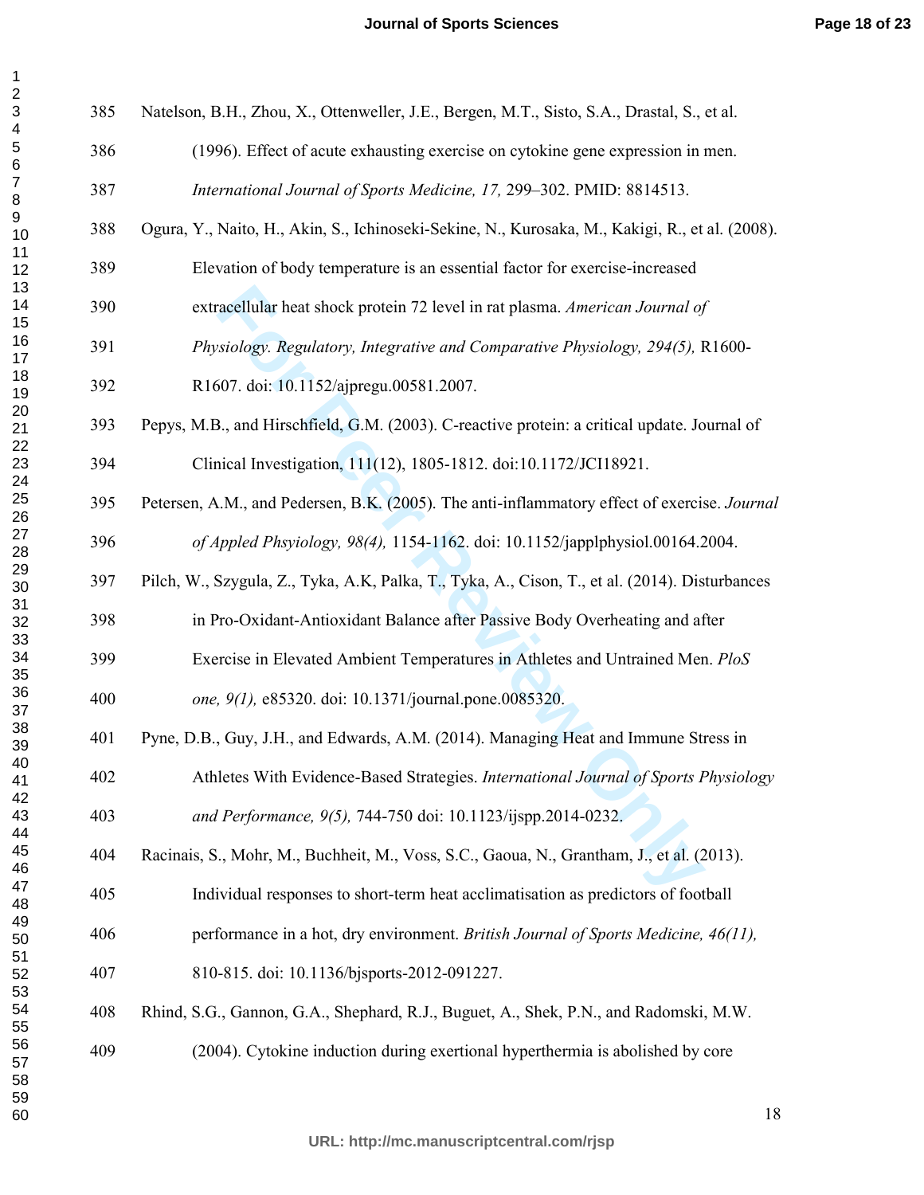Natelson, B.H., Zhou, X., Ottenweller, J.E., Bergen, M.T., Sisto, S.A., Drastal, S., et al. (1996). Effect of acute exhausting exercise on cytokine gene expression in men. *International Journal of Sports Medicine, 17,* 299–302. PMID: 8814513.

Ogura, Y., Naito, H., Akin, S., Ichinoseki-Sekine, N., Kurosaka, M., Kakigi, R., et al. (2008). Elevation of body temperature is an essential factor for exercise-increased extracellular heat shock protein 72 level in rat plasma. *American Journal of Physiology. Regulatory, Integrative and Comparative Physiology, 294(5),* R1600-R1607. doi: 10.1152/ajpregu.00581.2007.

Pepys, M.B., and Hirschfield, G.M. (2003). C-reactive protein: a critical update. Journal of Clinical Investigation, 111(12), 1805-1812. doi:10.1172/JCI18921.

Petersen, A.M., and Pedersen, B.K. (2005). The anti-inflammatory effect of exercise. *Journal of Appled Phsyiology, 98(4),* 1154-1162. doi: 10.1152/japplphysiol.00164.2004.

Pilch, W., Szygula, Z., Tyka, A.K, Palka, T., Tyka, A., Cison, T., et al. (2014). Disturbances in Pro-Oxidant-Antioxidant Balance after Passive Body Overheating and after Exercise in Elevated Ambient Temperatures in Athletes and Untrained Men. *PloS one, 9(1),* e85320. doi: 10.1371/journal.pone.0085320.

Pyne, D.B., Guy, J.H., and Edwards, A.M. (2014). Managing Heat and Immune Stress in Athletes With Evidence-Based Strategies. *International Journal of Sports Physiology and Performance, 9(5),* 744-750 doi: 10.1123/ijspp.2014-0232.

Racinais, S., Mohr, M., Buchheit, M., Voss, S.C., Gaoua, N., Grantham, J., et al. (2013). Individual responses to short-term heat acclimatisation as predictors of football performance in a hot, dry environment. *British Journal of Sports Medicine, 46(11),* 810-815. doi: 10.1136/bjsports-2012-091227.

Rhind, S.G., Gannon, G.A., Shephard, R.J., Buguet, A., Shek, P.N., and Radomski, M.W. (2004). Cytokine induction during exertional hyperthermia is abolished by core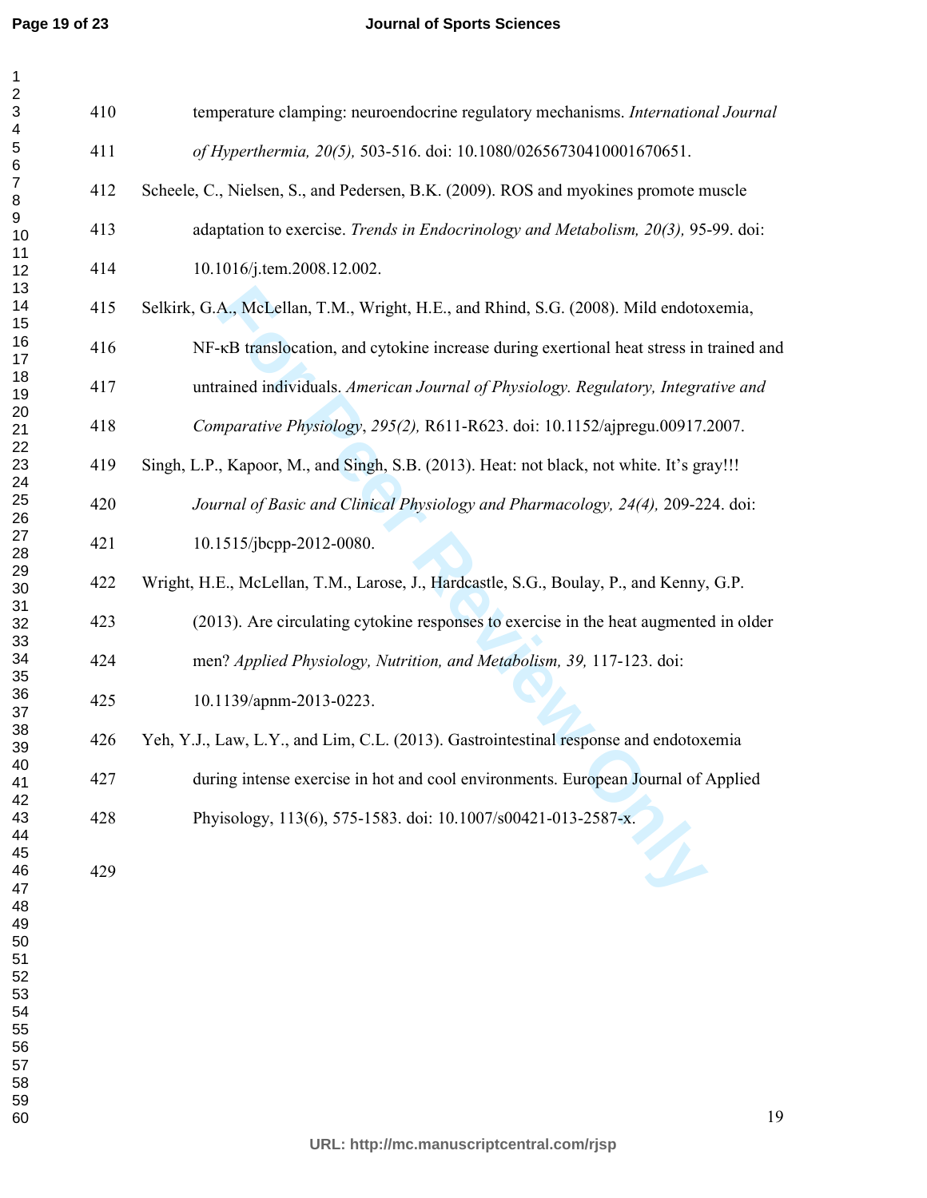temperature clamping: neuroendocrine regulatory mechanisms. *International Journal of Hyperthermia, 20(5),* 503-516. doi: 10.1080/02656730410001670651.

Scheele, C., Nielsen, S., and Pedersen, B.K. (2009). ROS and myokines promote muscle adaptation to exercise. *Trends in Endocrinology and Metabolism, 20(3),* 95-99. doi: 10.1016/j.tem.2008.12.002.

Selkirk, G.A., McLellan, T.M., Wright, H.E., and Rhind, S.G. (2008). Mild endotoxemia, NF-κB translocation, and cytokine increase during exertional heat stress in trained and untrained individuals. *American Journal of Physiology. Regulatory, Integrative and Comparative Physiology*, *295(2),* R611-R623. doi: 10.1152/ajpregu.00917.2007.

Singh, L.P., Kapoor, M., and Singh, S.B. (2013). Heat: not black, not white. It's gray!!! *Journal of Basic and Clinical Physiology and Pharmacology, 24(4),* 209-224. doi: 10.1515/jbcpp-2012-0080.

Wright, H.E., McLellan, T.M., Larose, J., Hardcastle, S.G., Boulay, P., and Kenny, G.P. (2013). Are circulating cytokine responses to exercise in the heat augmented in older men? *Applied Physiology, Nutrition, and Metabolism, 39,* 117-123. doi: 10.1139/apnm-2013-0223.

Yeh, Y.J., Law, L.Y., and Lim, C.L. (2013). Gastrointestinal response and endotoxemia during intense exercise in hot and cool environments. European Journal of Applied Phyisology, 113(6), 575-1583. doi: 10.1007/s00421-013-2587-x.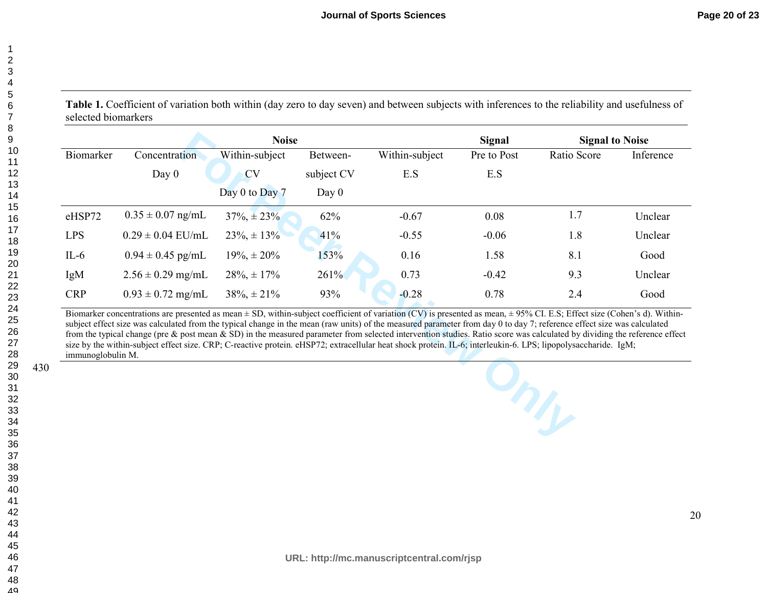**Table 1.** Coefficient of variation both within (day zero to day seven) and between subjects with inferences to the reliability and usefulness of selected biomarkers

| | | Noise | | | Signal | Signal to Noise | |
|---|---|---|---|---|---|---|---|
| Biomarker | Concentration Day 0 | Within-subject CV Day 0 to Day 7 | Between-subject CV Day 0 | Within-subject E.S | Pre to Post E.S | Ratio Score | Inference |
| eHSP72 | 0.35 ± 0.07 ng/mL | 37%, ± 23% | 62% | -0.67 | 0.08 | 1.7 | Unclear |
| LPS | 0.29 ± 0.04 EU/mL | 23%, ± 13% | 41% | -0.55 | -0.06 | 1.8 | Unclear |
| IL-6 | 0.94 ± 0.45 pg/mL | 19%, ± 20% | 153% | 0.16 | 1.58 | 8.1 | Good |
| IgM | 2.56 ± 0.29 mg/mL | 28%, ± 17% | 261% | 0.73 | -0.42 | 9.3 | Unclear |
| CRP | 0.93 ± 0.72 mg/mL | 38%, ± 21% | 93% | -0.28 | 0.78 | 2.4 | Good |

Biomarker concentrations are presented as mean ± SD, within-subject coefficient of variation (CV) is presented as mean, ± 95% CI. E.S; Effect size (Cohen's d). Within-subject effect size was calculated from the typical change in the mean (raw units) of the measured parameter from day 0 to day 7; reference effect size was calculated from the typical change (pre & post mean & SD) in the measured parameter from selected intervention studies. Ratio score was calculated by dividing the reference effect size by the within-subject effect size. CRP; C-reactive protein. eHSP72; extracellular heat shock protein. IL-6; interleukin-6. LPS; lipopolysaccharide. IgM; immunoglobulin M.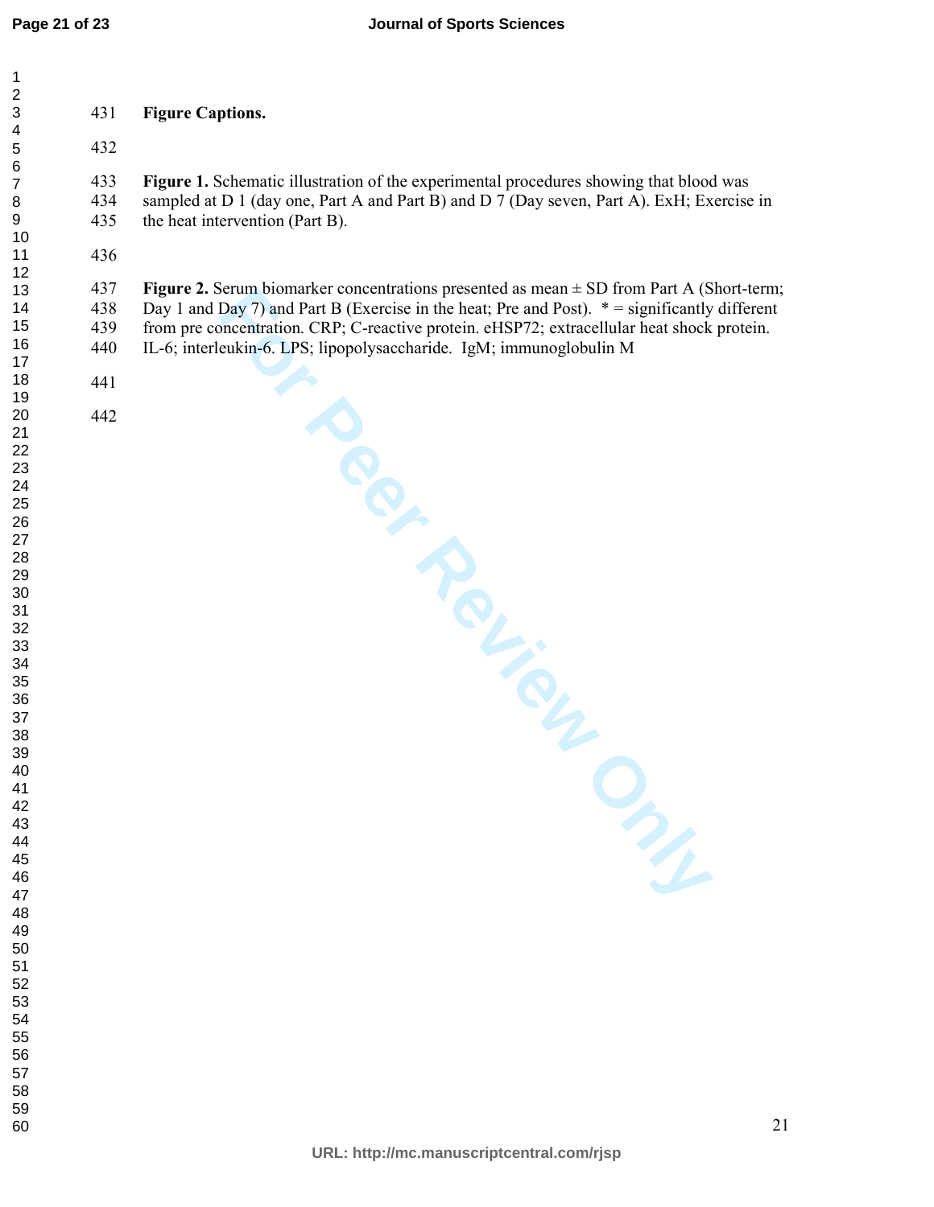**Figure Captions.**

**Figure 1.** Schematic illustration of the experimental procedures showing that blood was sampled at D 1 (day one, Part A and Part B) and D 7 (Day seven, Part A). ExH; Exercise in the heat intervention (Part B).

**Figure 2.** Serum biomarker concentrations presented as mean ± SD from Part A (Short-term; Day 1 and Day 7) and Part B (Exercise in the heat; Pre and Post). * = significantly different from pre concentration. CRP; C-reactive protein. eHSP72; extracellular heat shock protein. IL-6; interleukin-6. LPS; lipopolysaccharide. IgM; immunoglobulin M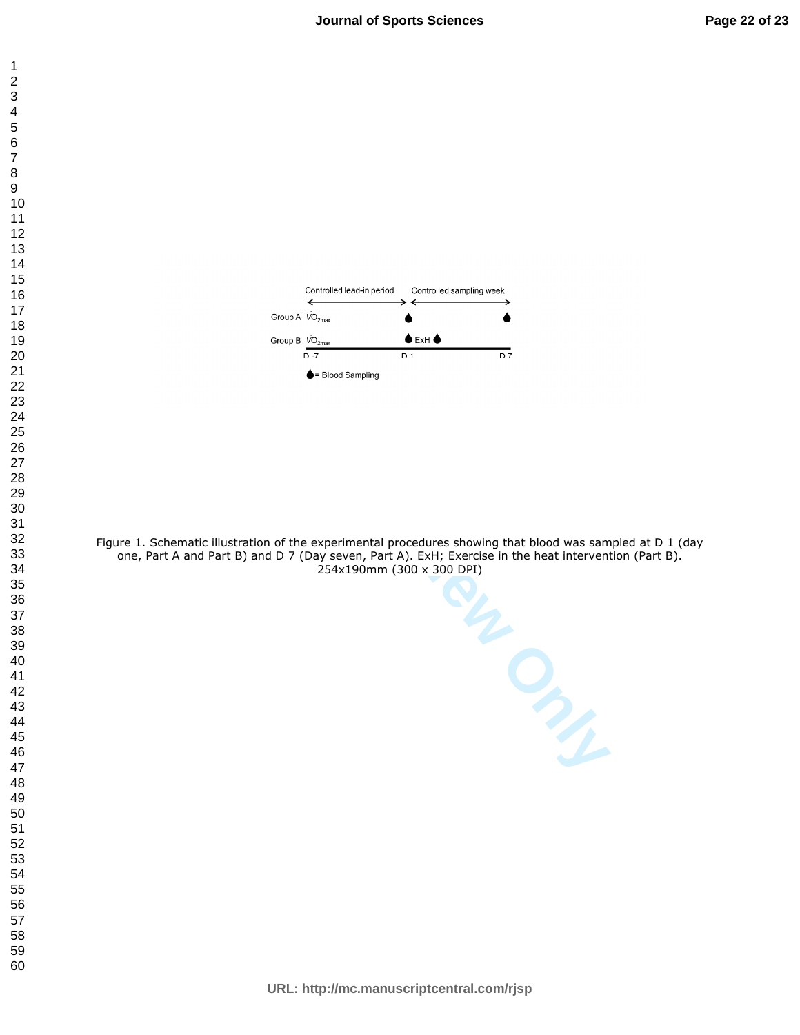Controlled lead-in period

Controlled sampling week

Group A $\dot{V}O_{2max}$

Group B $\dot{V}O_{2max}$ ExH

D -7 D 1 D 7

= Blood Sampling

Figure 1. Schematic illustration of the experimental procedures showing that blood was sampled at D 1 (day one, Part A and Part B) and D 7 (Day seven, Part A). ExH; Exercise in the heat intervention (Part B).
254x190mm (300 x 300 DPI)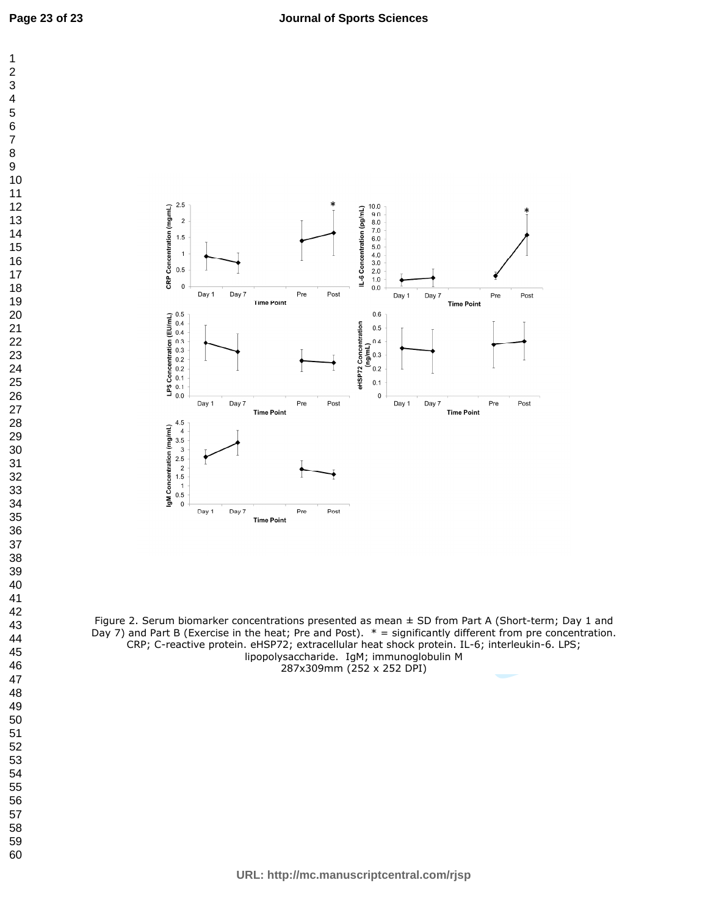CRP Concentration (mg/mL)

2.5
2
1.5
1
0.5
0

Day 1 Day 7 Pre Post

Time Point

*

IL-6 Concentration (pg/mL)

10.0
9.0
8.0
7.0
6.0
5.0
4.0
3.0
2.0
1.0
0.0

Day 1 Day 7 Pre Post

Time Point

*

LPS Concentration (EU/mL)

0.5
0.4
0.4
0.3
0.3
0.2
0.2
0.1
0.1
0.0
0.0

Day 1 Day 7 Pre Post

Time Point

eHSP72 Concentration (ng/mL)

0.6
0.5
0.4
0.3
0.2
0.1
0

Day 1 Day 7 Pre Post

Time Point

IgM Concentration (mg/mL)

4.5
4
3.5
3
2.5
2
1.5
1
0.5
0

Day 1 Day 7 Pre Post

Time Point

Figure 2. Serum biomarker concentrations presented as mean ± SD from Part A (Short-term; Day 1 and Day 7) and Part B (Exercise in the heat; Pre and Post). * = significantly different from pre concentration. CRP; C-reactive protein. eHSP72; extracellular heat shock protein. IL-6; interleukin-6. LPS; lipopolysaccharide. IgM; immunoglobulin M

287x309mm (252 x 252 DPI)